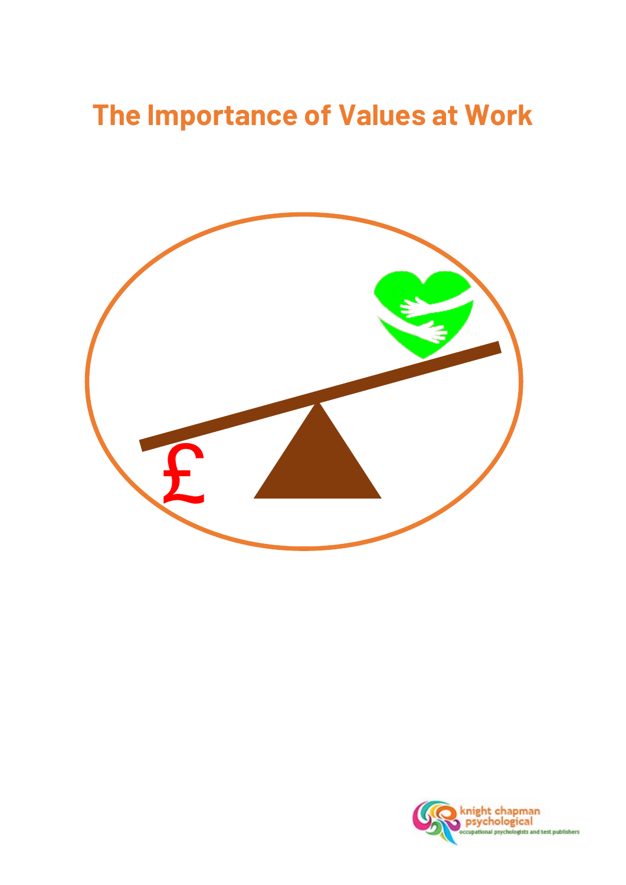# The Importance of Values at Work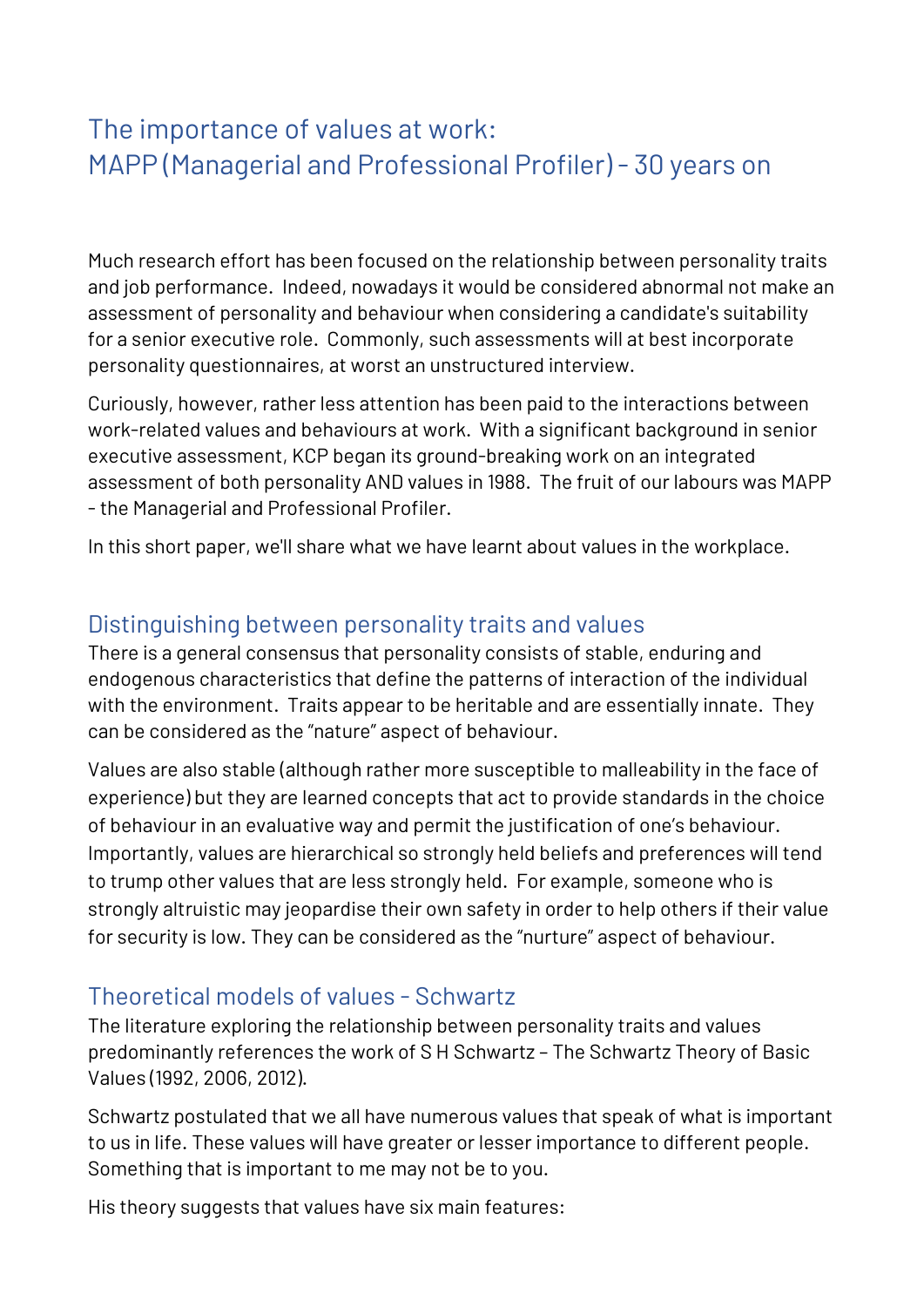# The importance of values at work: MAPP (Managerial and Professional Profiler) - 30 years on

Much research effort has been focused on the relationship between personality traits and job performance. Indeed, nowadays it would be considered abnormal not make an assessment of personality and behaviour when considering a candidate's suitability for a senior executive role. Commonly, such assessments will at best incorporate personality questionnaires, at worst an unstructured interview.

Curiously, however, rather less attention has been paid to the interactions between work-related values and behaviours at work. With a significant background in senior executive assessment, KCP began its ground-breaking work on an integrated assessment of both personality AND values in 1988. The fruit of our labours was MAPP - the Managerial and Professional Profiler.

In this short paper, we'll share what we have learnt about values in the workplace.

## Distinguishing between personality traits and values

There is a general consensus that personality consists of stable, enduring and endogenous characteristics that define the patterns of interaction of the individual with the environment. Traits appear to be heritable and are essentially innate. They can be considered as the "nature" aspect of behaviour.

Values are also stable (although rather more susceptible to malleability in the face of experience) but they are learned concepts that act to provide standards in the choice of behaviour in an evaluative way and permit the justification of one's behaviour. Importantly, values are hierarchical so strongly held beliefs and preferences will tend to trump other values that are less strongly held. For example, someone who is strongly altruistic may jeopardise their own safety in order to help others if their value for security is low. They can be considered as the "nurture" aspect of behaviour.

## Theoretical models of values - Schwartz

The literature exploring the relationship between personality traits and values predominantly references the work of S H Schwartz – The Schwartz Theory of Basic Values (1992, 2006, 2012).

Schwartz postulated that we all have numerous values that speak of what is important to us in life. These values will have greater or lesser importance to different people. Something that is important to me may not be to you.

His theory suggests that values have six main features: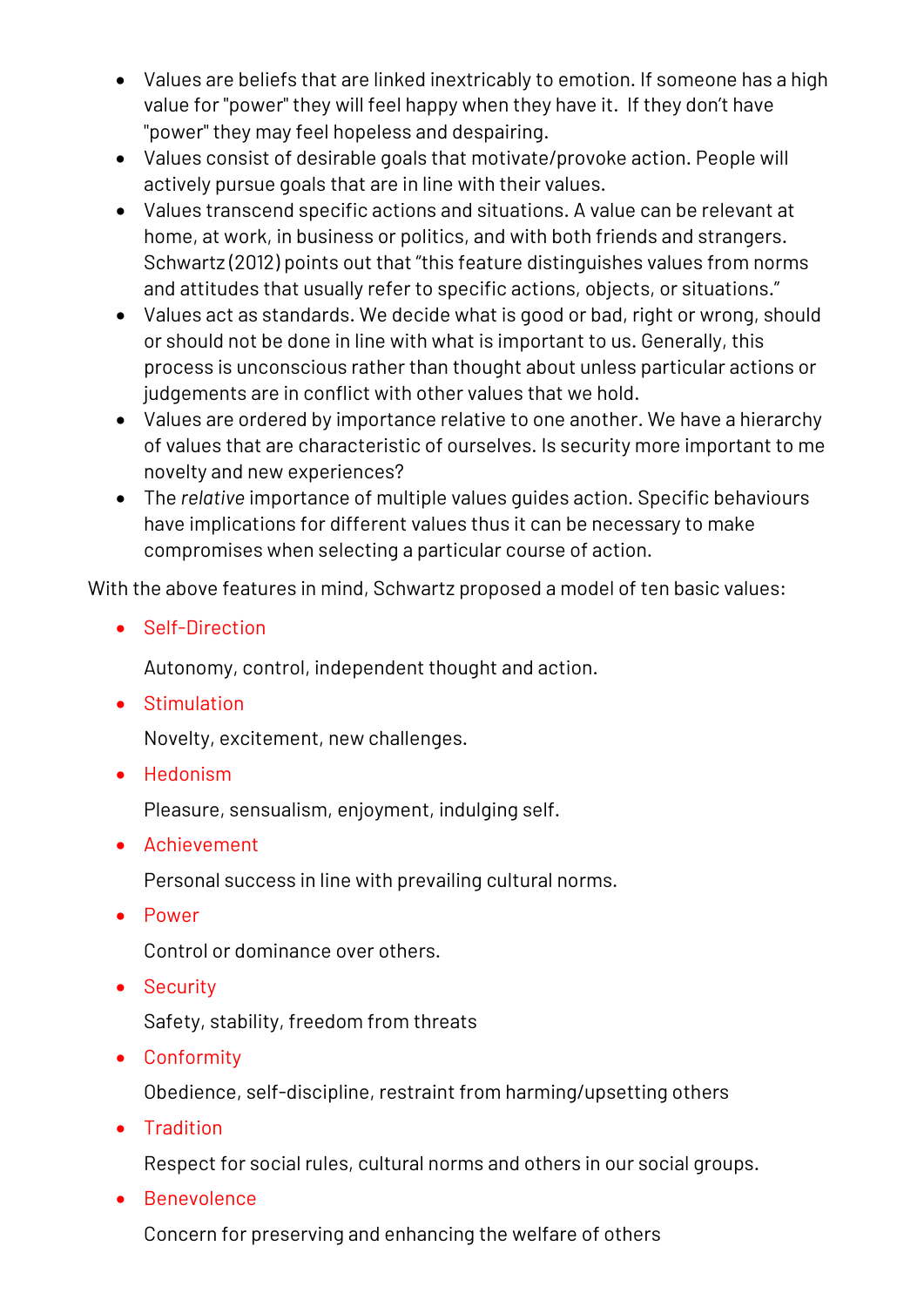- Values are beliefs that are linked inextricably to emotion. If someone has a high value for "power" they will feel happy when they have it. If they don't have "power" they may feel hopeless and despairing.
- Values consist of desirable goals that motivate/provoke action. People will actively pursue goals that are in line with their values.
- Values transcend specific actions and situations. A value can be relevant at home, at work, in business or politics, and with both friends and strangers. Schwartz (2012) points out that "this feature distinguishes values from norms and attitudes that usually refer to specific actions, objects, or situations."
- Values act as standards. We decide what is good or bad, right or wrong, should or should not be done in line with what is important to us. Generally, this process is unconscious rather than thought about unless particular actions or judgements are in conflict with other values that we hold.
- Values are ordered by importance relative to one another. We have a hierarchy of values that are characteristic of ourselves. Is security more important to me novelty and new experiences?
- The *relative* importance of multiple values guides action. Specific behaviours have implications for different values thus it can be necessary to make compromises when selecting a particular course of action.

With the above features in mind, Schwartz proposed a model of ten basic values:

- Self-Direction

  Autonomy, control, independent thought and action.

- Stimulation

  Novelty, excitement, new challenges.

- Hedonism

  Pleasure, sensualism, enjoyment, indulging self.

- Achievement

  Personal success in line with prevailing cultural norms.

- Power

  Control or dominance over others.

- Security

  Safety, stability, freedom from threats

- Conformity

  Obedience, self-discipline, restraint from harming/upsetting others

- Tradition

  Respect for social rules, cultural norms and others in our social groups.

- Benevolence

  Concern for preserving and enhancing the welfare of others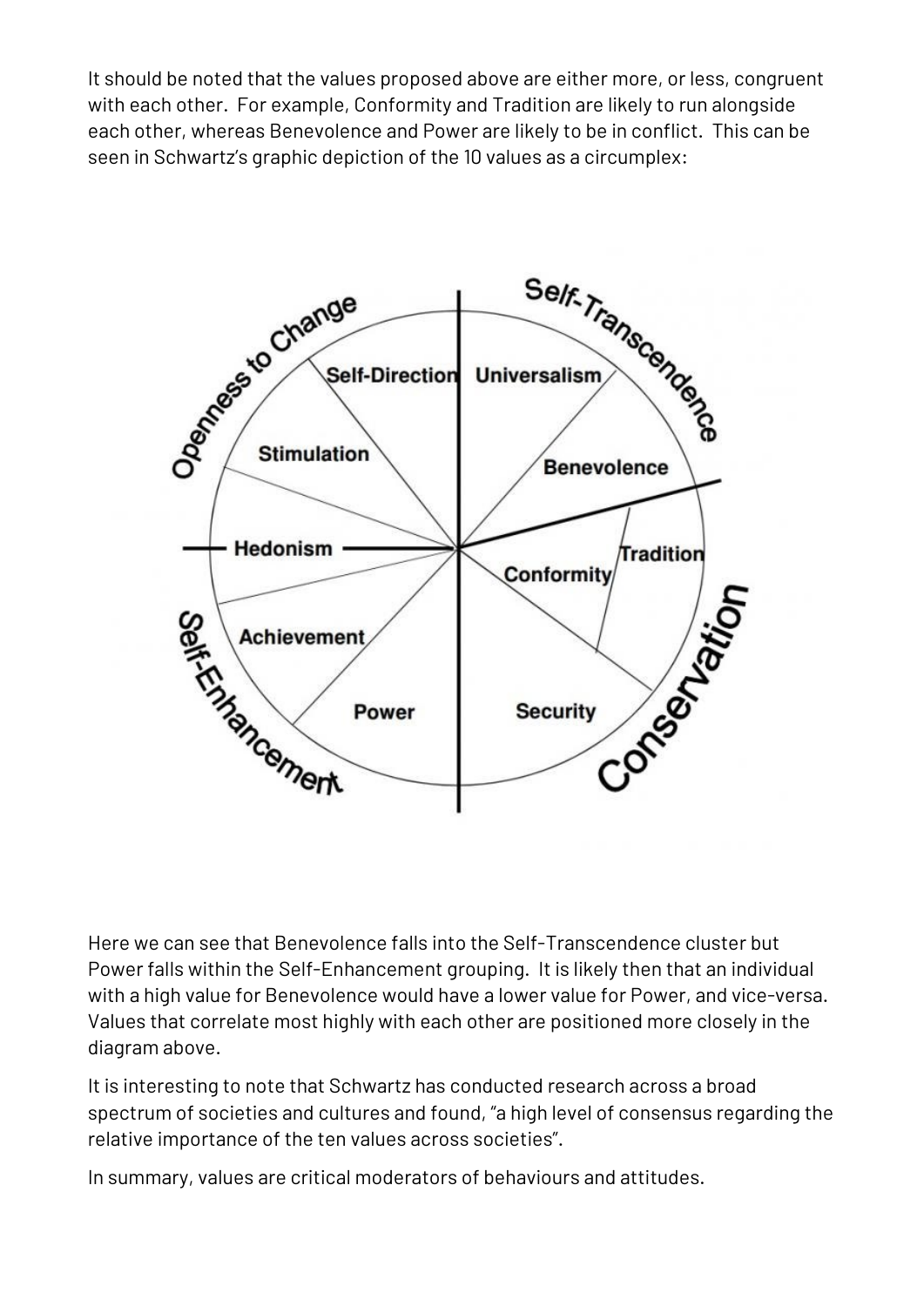It should be noted that the values proposed above are either more, or less, congruent with each other. For example, Conformity and Tradition are likely to run alongside each other, whereas Benevolence and Power are likely to be in conflict. This can be seen in Schwartz's graphic depiction of the 10 values as a circumplex:

Here we can see that Benevolence falls into the Self-Transcendence cluster but Power falls within the Self-Enhancement grouping. It is likely then that an individual with a high value for Benevolence would have a lower value for Power, and vice-versa. Values that correlate most highly with each other are positioned more closely in the diagram above.

It is interesting to note that Schwartz has conducted research across a broad spectrum of societies and cultures and found, "a high level of consensus regarding the relative importance of the ten values across societies".

In summary, values are critical moderators of behaviours and attitudes.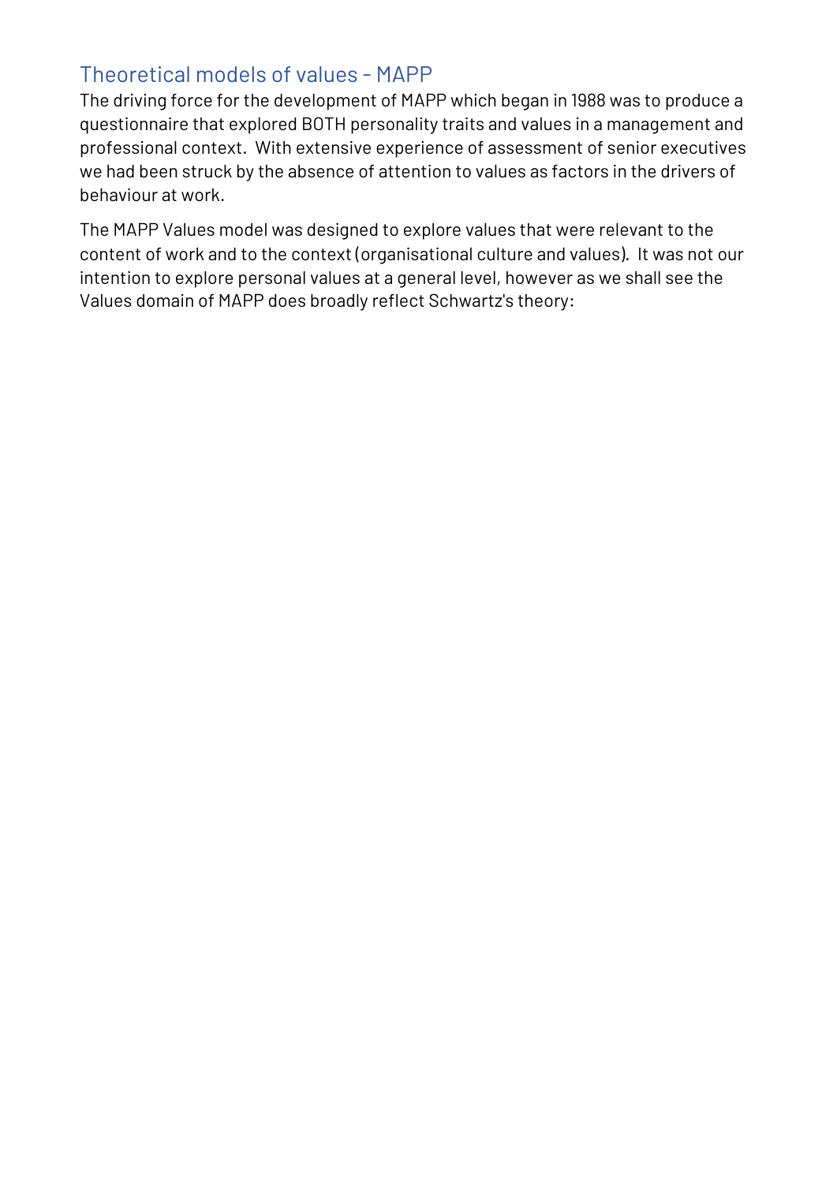## Theoretical models of values - MAPP

The driving force for the development of MAPP which began in 1988 was to produce a questionnaire that explored BOTH personality traits and values in a management and professional context. With extensive experience of assessment of senior executives we had been struck by the absence of attention to values as factors in the drivers of behaviour at work.

The MAPP Values model was designed to explore values that were relevant to the content of work and to the context (organisational culture and values). It was not our intention to explore personal values at a general level, however as we shall see the Values domain of MAPP does broadly reflect Schwartz's theory: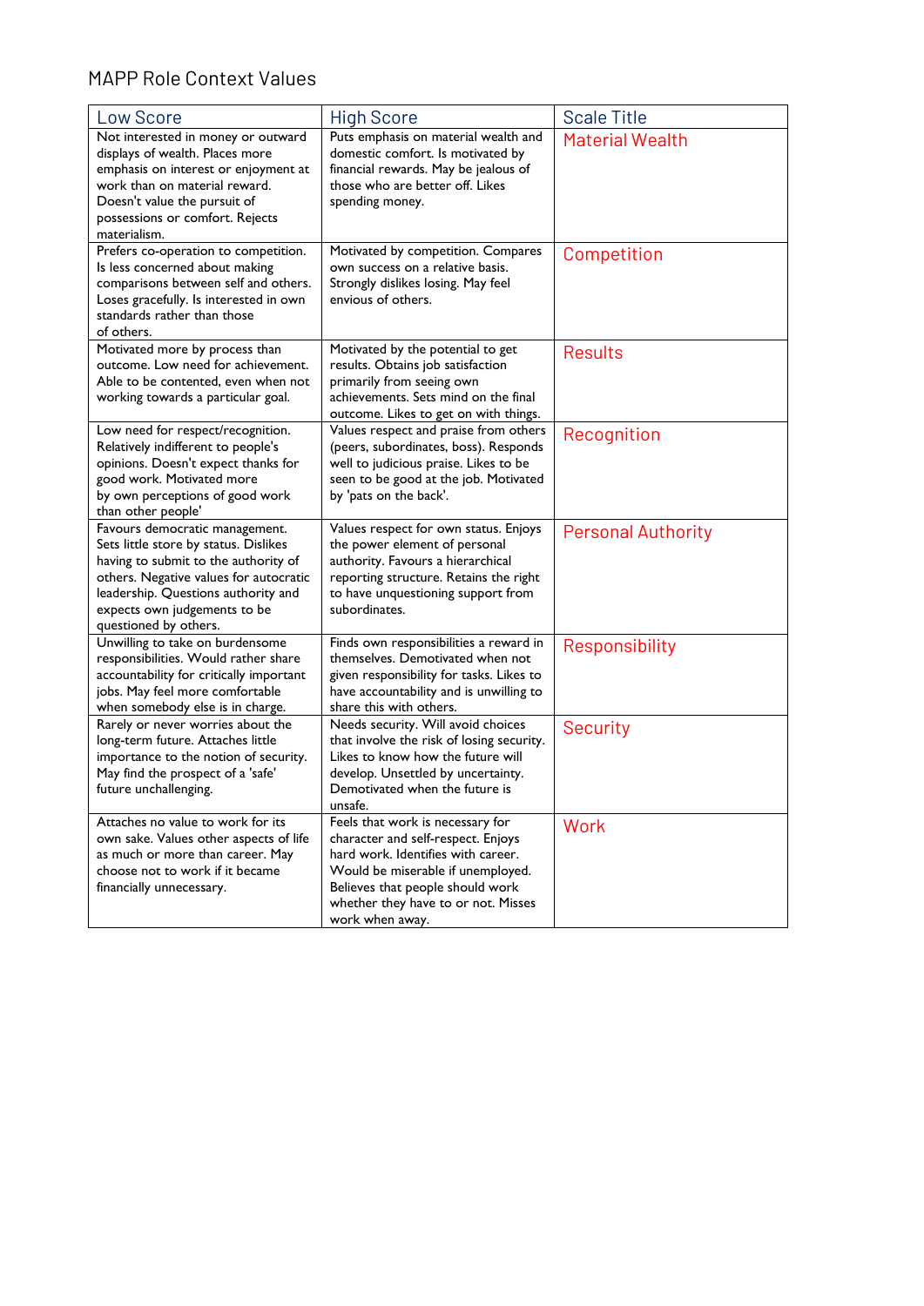# MAPP Role Context Values

| Low Score | High Score | Scale Title |
|---|---|---|
| Not interested in money or outward displays of wealth. Places more emphasis on interest or enjoyment at work than on material reward. Doesn't value the pursuit of possessions or comfort. Rejects materialism. | Puts emphasis on material wealth and domestic comfort. Is motivated by financial rewards. May be jealous of those who are better off. Likes spending money. | Material Wealth |
| Prefers co-operation to competition. Is less concerned about making comparisons between self and others. Loses gracefully. Is interested in own standards rather than those of others. | Motivated by competition. Compares own success on a relative basis. Strongly dislikes losing. May feel envious of others. | Competition |
| Motivated more by process than outcome. Low need for achievement. Able to be contented, even when not working towards a particular goal. | Motivated by the potential to get results. Obtains job satisfaction primarily from seeing own achievements. Sets mind on the final outcome. Likes to get on with things. | Results |
| Low need for respect/recognition. Relatively indifferent to people's opinions. Doesn't expect thanks for good work. Motivated more by own perceptions of good work than other people' | Values respect and praise from others (peers, subordinates, boss). Responds well to judicious praise. Likes to be seen to be good at the job. Motivated by 'pats on the back'. | Recognition |
| Favours democratic management. Sets little store by status. Dislikes having to submit to the authority of others. Negative values for autocratic leadership. Questions authority and expects own judgements to be questioned by others. | Values respect for own status. Enjoys the power element of personal authority. Favours a hierarchical reporting structure. Retains the right to have unquestioning support from subordinates. | Personal Authority |
| Unwilling to take on burdensome responsibilities. Would rather share accountability for critically important jobs. May feel more comfortable when somebody else is in charge. | Finds own responsibilities a reward in themselves. Demotivated when not given responsibility for tasks. Likes to have accountability and is unwilling to share this with others. | Responsibility |
| Rarely or never worries about the long-term future. Attaches little importance to the notion of security. May find the prospect of a 'safe' future unchallenging. | Needs security. Will avoid choices that involve the risk of losing security. Likes to know how the future will develop. Unsettled by uncertainty. Demotivated when the future is unsafe. | Security |
| Attaches no value to work for its own sake. Values other aspects of life as much or more than career. May choose not to work if it became financially unnecessary. | Feels that work is necessary for character and self-respect. Enjoys hard work. Identifies with career. Would be miserable if unemployed. Believes that people should work whether they have to or not. Misses work when away. | Work |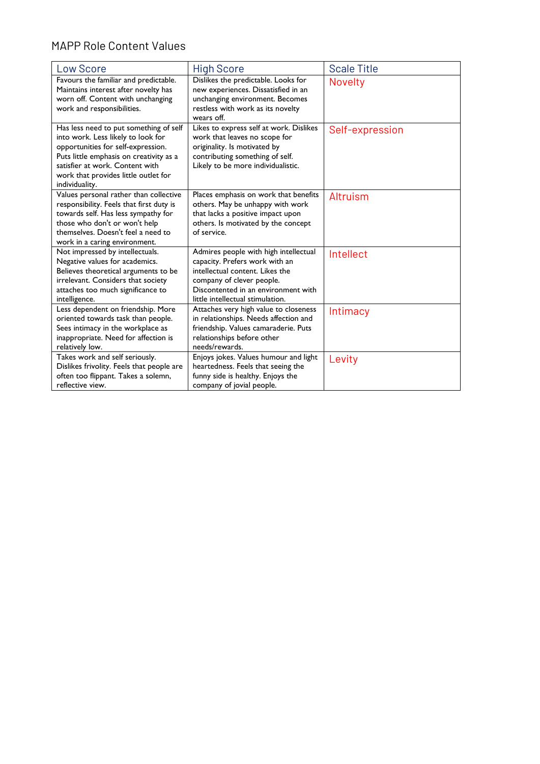# MAPP Role Content Values

| Low Score | High Score | Scale Title |
| --- | --- | --- |
| Favours the familiar and predictable. Maintains interest after novelty has worn off. Content with unchanging work and responsibilities. | Dislikes the predictable. Looks for new experiences. Dissatisfied in an unchanging environment. Becomes restless with work as its novelty wears off. | Novelty |
| Has less need to put something of self into work. Less likely to look for opportunities for self-expression. Puts little emphasis on creativity as a satisfier at work. Content with work that provides little outlet for individuality. | Likes to express self at work. Dislikes work that leaves no scope for originality. Is motivated by contributing something of self. Likely to be more individualistic. | Self-expression |
| Values personal rather than collective responsibility. Feels that first duty is towards self. Has less sympathy for those who don't or won't help themselves. Doesn't feel a need to work in a caring environment. | Places emphasis on work that benefits others. May be unhappy with work that lacks a positive impact upon others. Is motivated by the concept of service. | Altruism |
| Not impressed by intellectuals. Negative values for academics. Believes theoretical arguments to be irrelevant. Considers that society attaches too much significance to intelligence. | Admires people with high intellectual capacity. Prefers work with an intellectual content. Likes the company of clever people. Discontented in an environment with little intellectual stimulation. | Intellect |
| Less dependent on friendship. More oriented towards task than people. Sees intimacy in the workplace as inappropriate. Need for affection is relatively low. | Attaches very high value to closeness in relationships. Needs affection and friendship. Values camaraderie. Puts relationships before other needs/rewards. | Intimacy |
| Takes work and self seriously. Dislikes frivolity. Feels that people are often too flippant. Takes a solemn, reflective view. | Enjoys jokes. Values humour and light heartedness. Feels that seeing the funny side is healthy. Enjoys the company of jovial people. | Levity |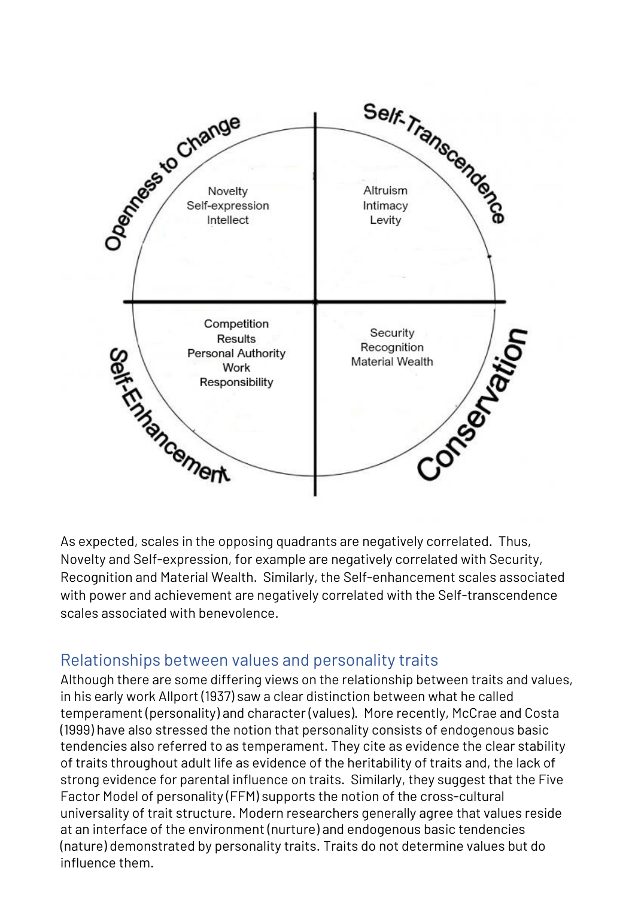Openness to Change

Novelty
Self-expression
Intellect

Self-Transcendence

Altruism
Intimacy
Levity

Self-Enhancement

Competition
Results
Personal Authority
Work
Responsibility

Conservation

Security
Recognition
Material Wealth

As expected, scales in the opposing quadrants are negatively correlated. Thus, Novelty and Self-expression, for example are negatively correlated with Security, Recognition and Material Wealth. Similarly, the Self-enhancement scales associated with power and achievement are negatively correlated with the Self-transcendence scales associated with benevolence.

## Relationships between values and personality traits

Although there are some differing views on the relationship between traits and values, in his early work Allport (1937) saw a clear distinction between what he called temperament (personality) and character (values). More recently, McCrae and Costa (1999) have also stressed the notion that personality consists of endogenous basic tendencies also referred to as temperament. They cite as evidence the clear stability of traits throughout adult life as evidence of the heritability of traits and, the lack of strong evidence for parental influence on traits. Similarly, they suggest that the Five Factor Model of personality (FFM) supports the notion of the cross-cultural universality of trait structure. Modern researchers generally agree that values reside at an interface of the environment (nurture) and endogenous basic tendencies (nature) demonstrated by personality traits. Traits do not determine values but do influence them.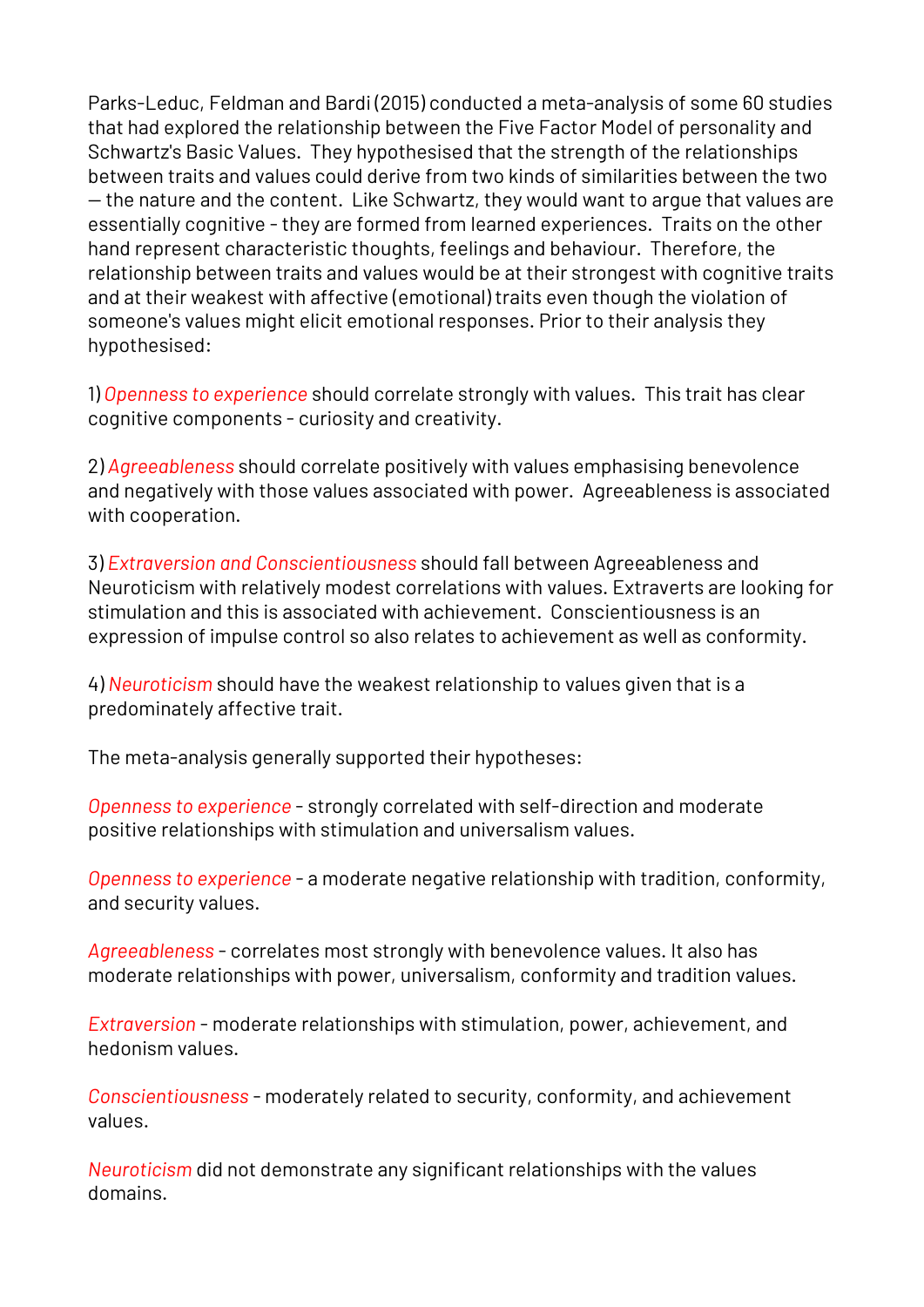Parks-Leduc, Feldman and Bardi (2015) conducted a meta-analysis of some 60 studies that had explored the relationship between the Five Factor Model of personality and Schwartz's Basic Values. They hypothesised that the strength of the relationships between traits and values could derive from two kinds of similarities between the two — the nature and the content. Like Schwartz, they would want to argue that values are essentially cognitive - they are formed from learned experiences. Traits on the other hand represent characteristic thoughts, feelings and behaviour. Therefore, the relationship between traits and values would be at their strongest with cognitive traits and at their weakest with affective (emotional) traits even though the violation of someone's values might elicit emotional responses. Prior to their analysis they hypothesised:

1) *Openness to experience* should correlate strongly with values. This trait has clear cognitive components - curiosity and creativity.

2) *Agreeableness* should correlate positively with values emphasising benevolence and negatively with those values associated with power. Agreeableness is associated with cooperation.

3) *Extraversion and Conscientiousness* should fall between Agreeableness and Neuroticism with relatively modest correlations with values. Extraverts are looking for stimulation and this is associated with achievement. Conscientiousness is an expression of impulse control so also relates to achievement as well as conformity.

4) *Neuroticism* should have the weakest relationship to values given that is a predominately affective trait.

The meta-analysis generally supported their hypotheses:

*Openness to experience* - strongly correlated with self-direction and moderate positive relationships with stimulation and universalism values.

*Openness to experience* - a moderate negative relationship with tradition, conformity, and security values.

*Agreeableness* - correlates most strongly with benevolence values. It also has moderate relationships with power, universalism, conformity and tradition values.

*Extraversion* - moderate relationships with stimulation, power, achievement, and hedonism values.

*Conscientiousness* - moderately related to security, conformity, and achievement values.

*Neuroticism* did not demonstrate any significant relationships with the values domains.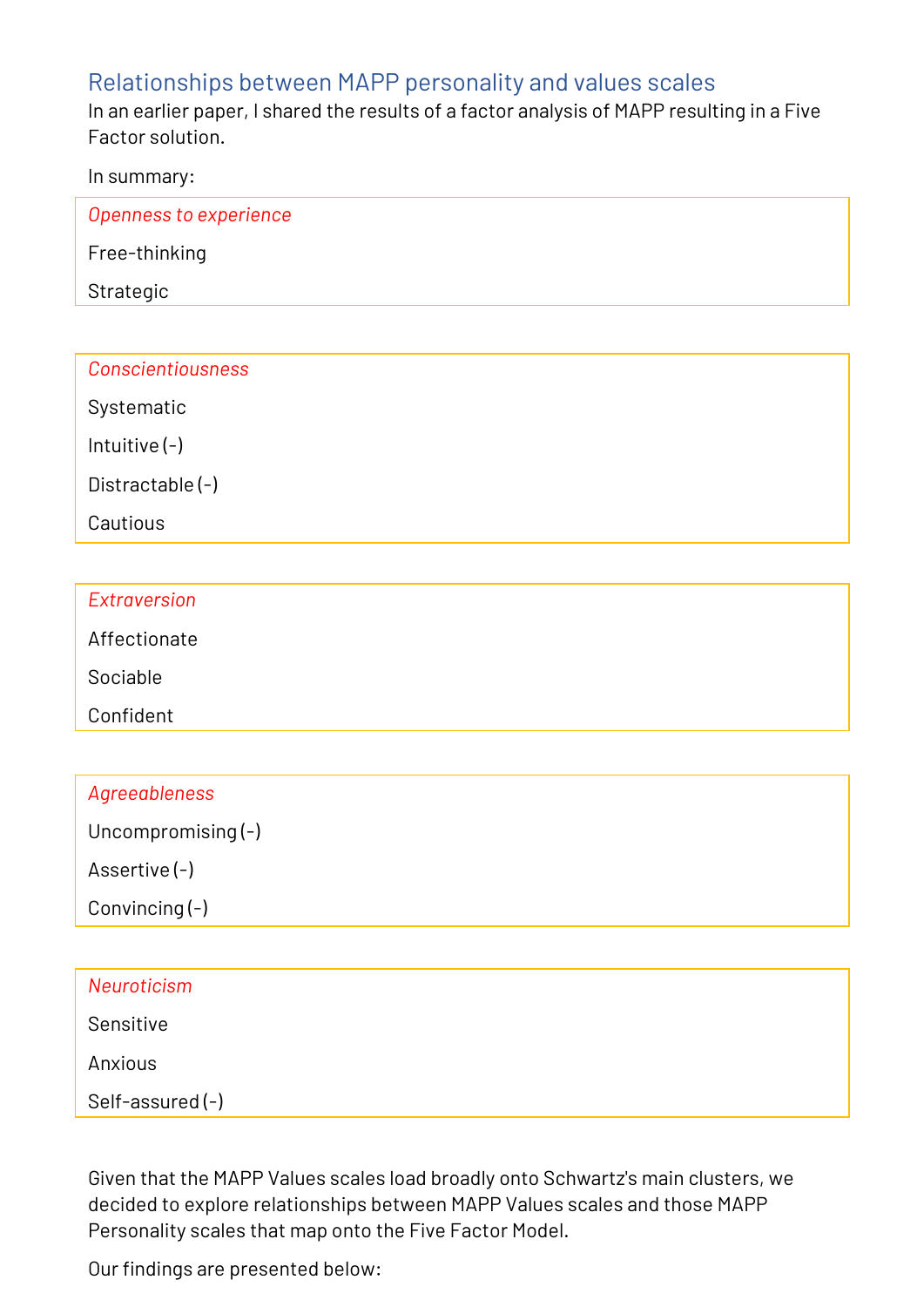## Relationships between MAPP personality and values scales

In an earlier paper, I shared the results of a factor analysis of MAPP resulting in a Five Factor solution.

In summary:

*Openness to experience*

Free-thinking

Strategic

*Conscientiousness*

Systematic

Intuitive (-)

Distractable (-)

Cautious

*Extraversion*

Affectionate

Sociable

Confident

*Agreeableness*

Uncompromising (-)

Assertive (-)

Convincing (-)

*Neuroticism*

Sensitive

Anxious

Self-assured (-)

Given that the MAPP Values scales load broadly onto Schwartz's main clusters, we decided to explore relationships between MAPP Values scales and those MAPP Personality scales that map onto the Five Factor Model.

Our findings are presented below: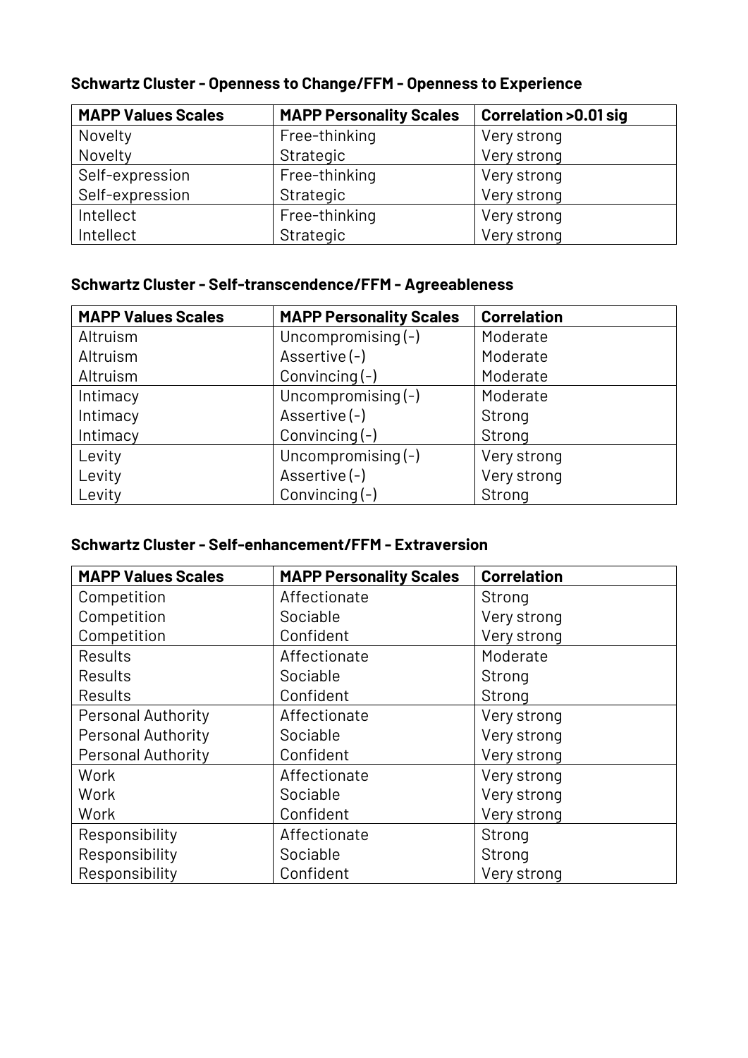**Schwartz Cluster - Openness to Change/FFM - Openness to Experience**

| MAPP Values Scales | MAPP Personality Scales | Correlation >0.01 sig |
|---|---|---|
| Novelty | Free-thinking | Very strong |
| Novelty | Strategic | Very strong |
| Self-expression | Free-thinking | Very strong |
| Self-expression | Strategic | Very strong |
| Intellect | Free-thinking | Very strong |
| Intellect | Strategic | Very strong |

**Schwartz Cluster - Self-transcendence/FFM - Agreeableness**

| MAPP Values Scales | MAPP Personality Scales | Correlation |
|---|---|---|
| Altruism | Uncompromising (-) | Moderate |
| Altruism | Assertive (-) | Moderate |
| Altruism | Convincing (-) | Moderate |
| Intimacy | Uncompromising (-) | Moderate |
| Intimacy | Assertive (-) | Strong |
| Intimacy | Convincing (-) | Strong |
| Levity | Uncompromising (-) | Very strong |
| Levity | Assertive (-) | Very strong |
| Levity | Convincing (-) | Strong |

**Schwartz Cluster - Self-enhancement/FFM - Extraversion**

| MAPP Values Scales | MAPP Personality Scales | Correlation |
|---|---|---|
| Competition | Affectionate | Strong |
| Competition | Sociable | Very strong |
| Competition | Confident | Very strong |
| Results | Affectionate | Moderate |
| Results | Sociable | Strong |
| Results | Confident | Strong |
| Personal Authority | Affectionate | Very strong |
| Personal Authority | Sociable | Very strong |
| Personal Authority | Confident | Very strong |
| Work | Affectionate | Very strong |
| Work | Sociable | Very strong |
| Work | Confident | Very strong |
| Responsibility | Affectionate | Strong |
| Responsibility | Sociable | Strong |
| Responsibility | Confident | Very strong |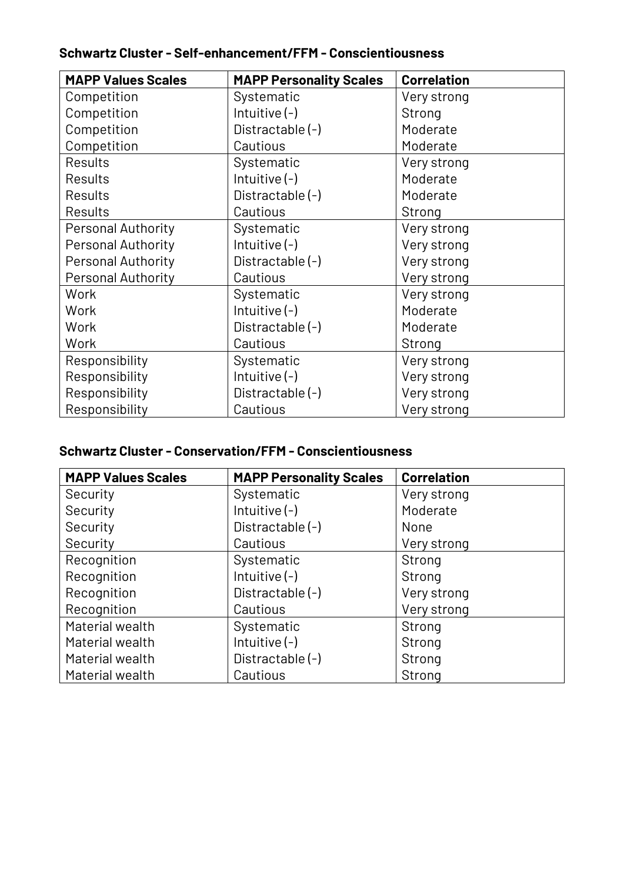**Schwartz Cluster - Self-enhancement/FFM - Conscientiousness**

| MAPP Values Scales | MAPP Personality Scales | Correlation |
| --- | --- | --- |
| Competition | Systematic | Very strong |
| Competition | Intuitive (-) | Strong |
| Competition | Distractable (-) | Moderate |
| Competition | Cautious | Moderate |
| Results | Systematic | Very strong |
| Results | Intuitive (-) | Moderate |
| Results | Distractable (-) | Moderate |
| Results | Cautious | Strong |
| Personal Authority | Systematic | Very strong |
| Personal Authority | Intuitive (-) | Very strong |
| Personal Authority | Distractable (-) | Very strong |
| Personal Authority | Cautious | Very strong |
| Work | Systematic | Very strong |
| Work | Intuitive (-) | Moderate |
| Work | Distractable (-) | Moderate |
| Work | Cautious | Strong |
| Responsibility | Systematic | Very strong |
| Responsibility | Intuitive (-) | Very strong |
| Responsibility | Distractable (-) | Very strong |
| Responsibility | Cautious | Very strong |

**Schwartz Cluster - Conservation/FFM - Conscientiousness**

| MAPP Values Scales | MAPP Personality Scales | Correlation |
| --- | --- | --- |
| Security | Systematic | Very strong |
| Security | Intuitive (-) | Moderate |
| Security | Distractable (-) | None |
| Security | Cautious | Very strong |
| Recognition | Systematic | Strong |
| Recognition | Intuitive (-) | Strong |
| Recognition | Distractable (-) | Very strong |
| Recognition | Cautious | Very strong |
| Material wealth | Systematic | Strong |
| Material wealth | Intuitive (-) | Strong |
| Material wealth | Distractable (-) | Strong |
| Material wealth | Cautious | Strong |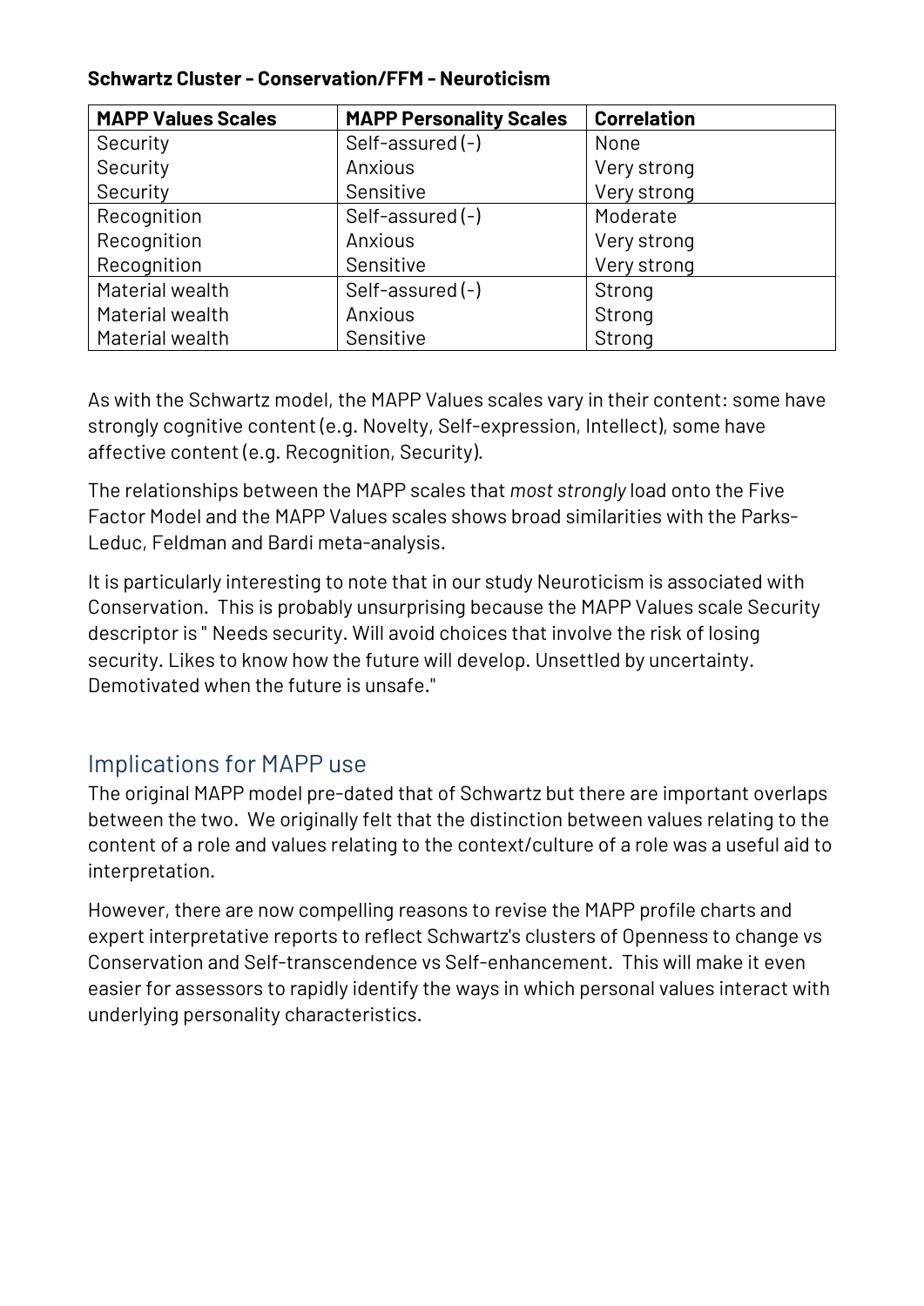**Schwartz Cluster - Conservation/FFM - Neuroticism**

| MAPP Values Scales | MAPP Personality Scales | Correlation |
|---|---|---|
| Security | Self-assured (-) | None |
| Security | Anxious | Very strong |
| Security | Sensitive | Very strong |
| Recognition | Self-assured (-) | Moderate |
| Recognition | Anxious | Very strong |
| Recognition | Sensitive | Very strong |
| Material wealth | Self-assured (-) | Strong |
| Material wealth | Anxious | Strong |
| Material wealth | Sensitive | Strong |

As with the Schwartz model, the MAPP Values scales vary in their content: some have strongly cognitive content (e.g. Novelty, Self-expression, Intellect), some have affective content (e.g. Recognition, Security).

The relationships between the MAPP scales that *most strongly* load onto the Five Factor Model and the MAPP Values scales shows broad similarities with the Parks-Leduc, Feldman and Bardi meta-analysis.

It is particularly interesting to note that in our study Neuroticism is associated with Conservation. This is probably unsurprising because the MAPP Values scale Security descriptor is " Needs security. Will avoid choices that involve the risk of losing security. Likes to know how the future will develop. Unsettled by uncertainty. Demotivated when the future is unsafe."

## Implications for MAPP use

The original MAPP model pre-dated that of Schwartz but there are important overlaps between the two. We originally felt that the distinction between values relating to the content of a role and values relating to the context/culture of a role was a useful aid to interpretation.

However, there are now compelling reasons to revise the MAPP profile charts and expert interpretative reports to reflect Schwartz's clusters of Openness to change vs Conservation and Self-transcendence vs Self-enhancement. This will make it even easier for assessors to rapidly identify the ways in which personal values interact with underlying personality characteristics.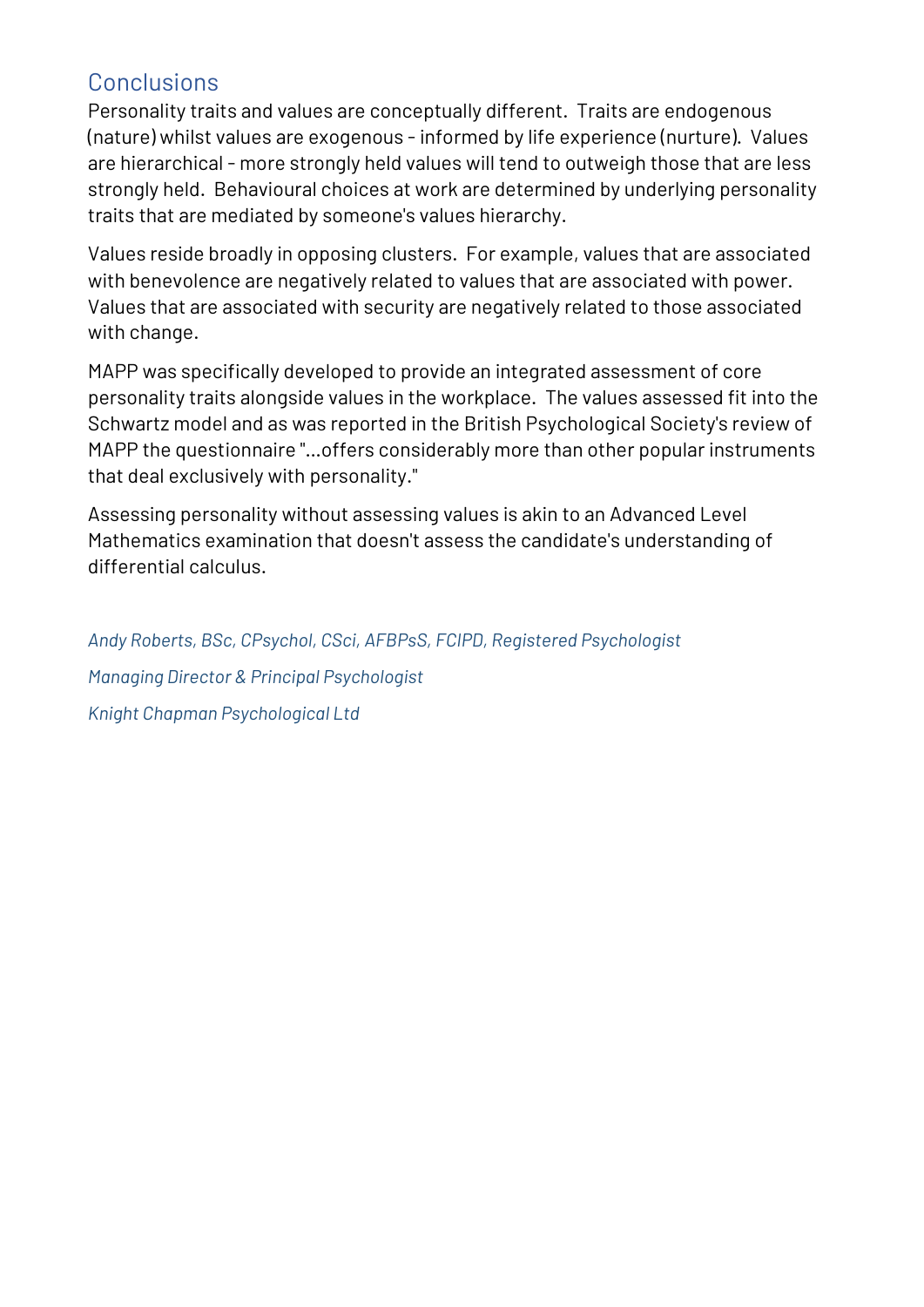## Conclusions

Personality traits and values are conceptually different. Traits are endogenous (nature) whilst values are exogenous - informed by life experience (nurture). Values are hierarchical - more strongly held values will tend to outweigh those that are less strongly held. Behavioural choices at work are determined by underlying personality traits that are mediated by someone's values hierarchy.

Values reside broadly in opposing clusters. For example, values that are associated with benevolence are negatively related to values that are associated with power. Values that are associated with security are negatively related to those associated with change.

MAPP was specifically developed to provide an integrated assessment of core personality traits alongside values in the workplace. The values assessed fit into the Schwartz model and as was reported in the British Psychological Society's review of MAPP the questionnaire "...offers considerably more than other popular instruments that deal exclusively with personality."

Assessing personality without assessing values is akin to an Advanced Level Mathematics examination that doesn't assess the candidate's understanding of differential calculus.

*Andy Roberts, BSc, CPsychol, CSci, AFBPsS, FCIPD, Registered Psychologist*

*Managing Director & Principal Psychologist*

*Knight Chapman Psychological Ltd*